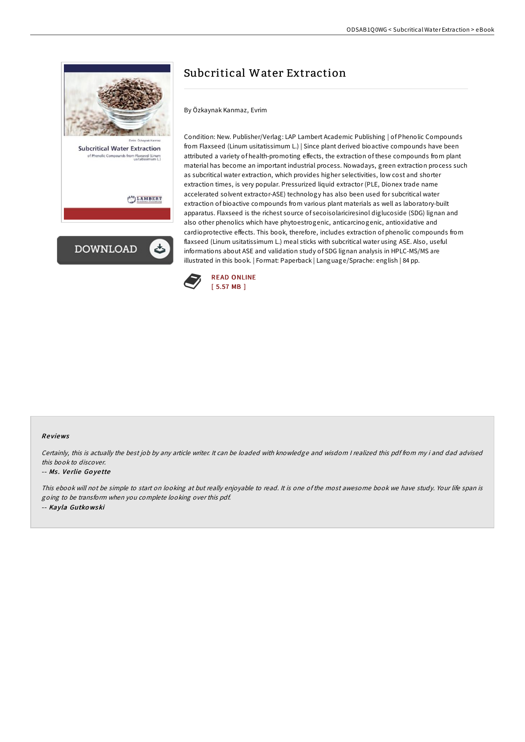# Subcritical Water Extraction

By Özkaynak Kanmaz, Evrim

Condition: New. Publisher/Verlag: LAP Lambert Academic Publishing | of Phenolic Compounds from Flaxseed (Linum usitatissimum L.) | Since plant derived bioactive compounds have been attributed a variety of health-promoting effects, the extraction of these compounds from plant material has become an important industrial process. Nowadays, green extraction process such as subcritical water extraction, which provides higher selectivities, low cost and shorter extraction times, is very popular. Pressurized liquid extractor (PLE, Dionex trade name accelerated solvent extractor-ASE) technology has also been used for subcritical water extraction of bioactive compounds from various plant materials as well as laboratory-built apparatus. Flaxseed is the richest source of secoisolariciresinol diglucoside (SDG) lignan and also other phenolics which have phytoestrogenic, anticarcinogenic, antioxidative and cardioprotective effects. This book, therefore, includes extraction of phenolic compounds from flaxseed (Linum usitatissimum L.) meal sticks with subcritical water using ASE. Also, useful informations about ASE and validation study of SDG lignan analysis in HPLC-MS/MS are illustrated in this book. | Format: Paperback | Language/Sprache: english | 84 pp.

READ ONLINE
[ 5.57 MB ]

## Reviews

*Certainly, this is actually the best job by any article writer. It can be loaded with knowledge and wisdom I realized this pdf from my i and dad advised this book to discover.*

*-- Ms. Verlie Goyette*

*This ebook will not be simple to start on looking at but really enjoyable to read. It is one of the most awesome book we have study. Your life span is going to be transform when you complete looking over this pdf.*

*-- Kayla Gutkowski*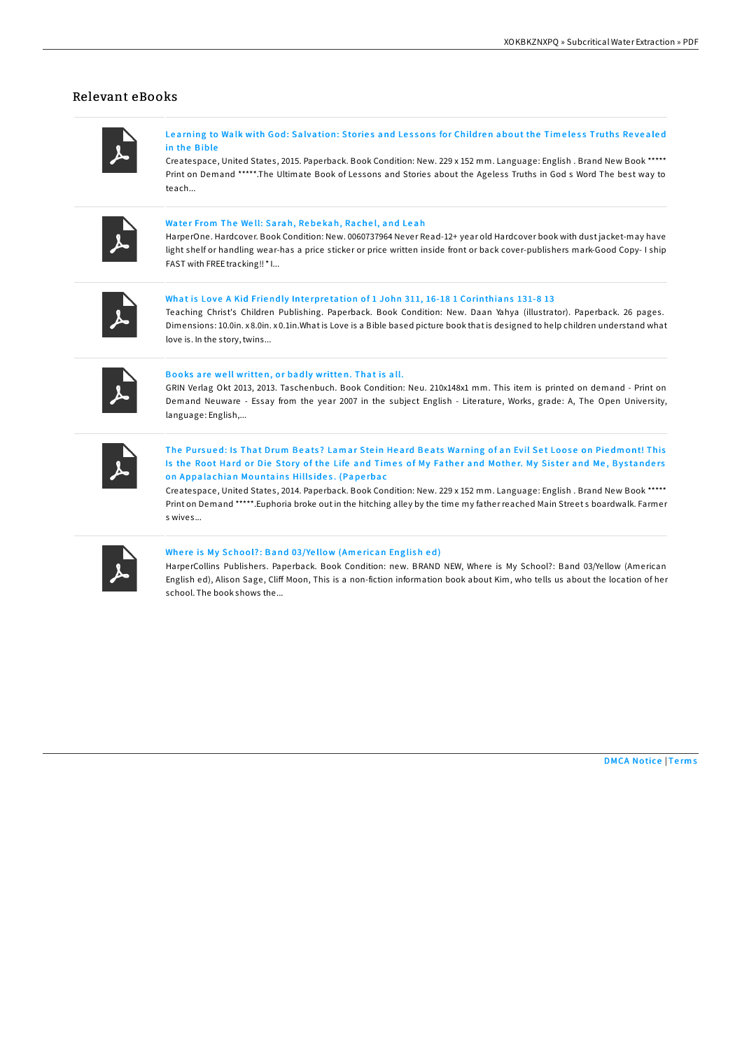## Relevant eBooks

**Learning to Walk with God: Salvation: Stories and Lessons for Children about the Timeless Truths Revealed in the Bible**

Createspace, United States, 2015. Paperback. Book Condition: New. 229 x 152 mm. Language: English . Brand New Book ***** Print on Demand *****.The Ultimate Book of Lessons and Stories about the Ageless Truths in God s Word The best way to teach...

**Water From The Well: Sarah, Rebekah, Rachel, and Leah**

HarperOne. Hardcover. Book Condition: New. 0060737964 Never Read-12+ year old Hardcover book with dust jacket-may have light shelf or handling wear-has a price sticker or price written inside front or back cover-publishers mark-Good Copy- I ship FAST with FREE tracking!! * I...

**What is Love A Kid Friendly Interpretation of 1 John 311, 16-18 1 Corinthians 131-8 13**

Teaching Christ's Children Publishing. Paperback. Book Condition: New. Daan Yahya (illustrator). Paperback. 26 pages. Dimensions: 10.0in. x 8.0in. x 0.1in.What is Love is a Bible based picture book that is designed to help children understand what love is. In the story, twins...

**Books are well written, or badly written. That is all.**

GRIN Verlag Okt 2013, 2013. Taschenbuch. Book Condition: Neu. 210x148x1 mm. This item is printed on demand - Print on Demand Neuware - Essay from the year 2007 in the subject English - Literature, Works, grade: A, The Open University, language: English,...

**The Pursued: Is That Drum Beats? Lamar Stein Heard Beats Warning of an Evil Set Loose on Piedmont! This Is the Root Hard or Die Story of the Life and Times of My Father and Mother. My Sister and Me, Bystanders on Appalachian Mountains Hillsides. (Paperbac**

Createspace, United States, 2014. Paperback. Book Condition: New. 229 x 152 mm. Language: English . Brand New Book ***** Print on Demand *****.Euphoria broke out in the hitching alley by the time my father reached Main Street s boardwalk. Farmer s wives...

**Where is My School?: Band 03/Yellow (American English ed)**

HarperCollins Publishers. Paperback. Book Condition: new. BRAND NEW, Where is My School?: Band 03/Yellow (American English ed), Alison Sage, Cliff Moon, This is a non-fiction information book about Kim, who tells us about the location of her school. The book shows the...

DMCA Notice | Terms